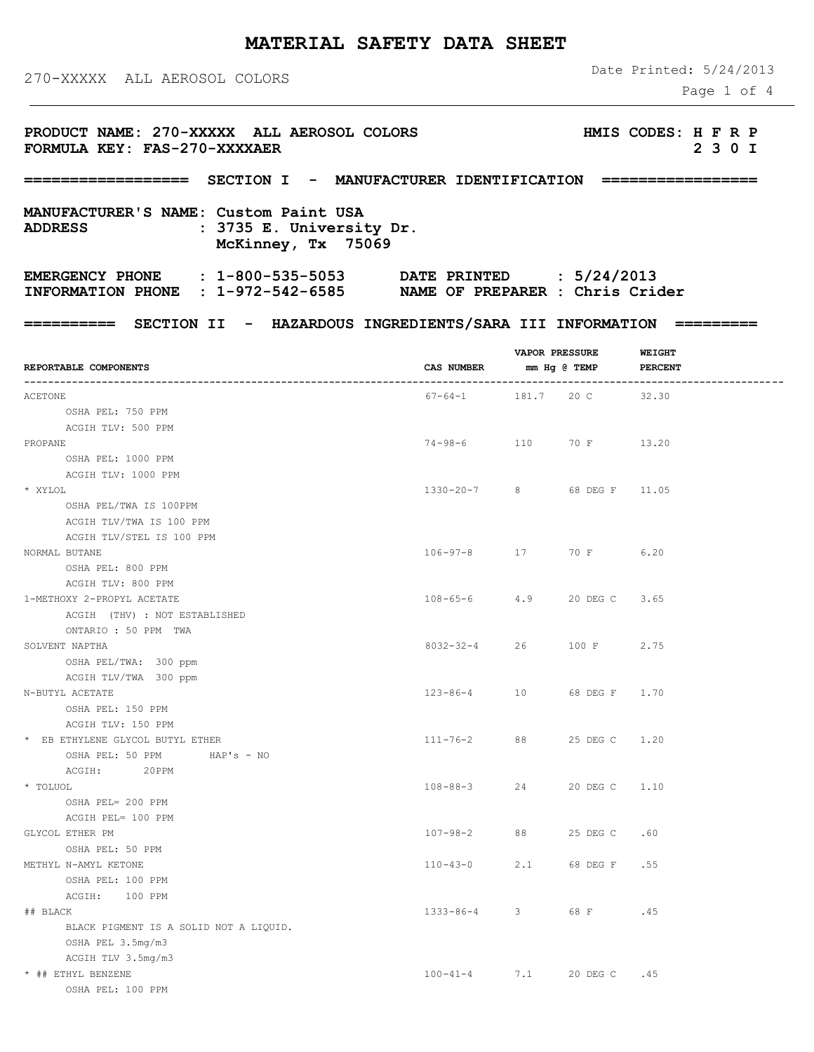# MATERIAL SAFETY DATA SHEET

270-XXXXX ALL AEROSOL COLORS

Date Printed: 5/24/2013

**PRODUCT NAME: 270-XXXXX ALL AEROSOL COLORS**
**FORMULA KEY: FAS-270-XXXXAER**

**HMIS CODES: H F R P**
**2 3 0 I**

## ================== SECTION I - MANUFACTURER IDENTIFICATION ==================

**MANUFACTURER'S NAME: Custom Paint USA**
**ADDRESS : 3735 E. University Dr.**
**McKinney, Tx 75069**

**EMERGENCY PHONE : 1-800-535-5053**
**INFORMATION PHONE : 1-972-542-6585**
**DATE PRINTED : 5/24/2013**
**NAME OF PREPARER : Chris Crider**

## ========== SECTION II - HAZARDOUS INGREDIENTS/SARA III INFORMATION ==========

| REPORTABLE COMPONENTS | CAS NUMBER | VAPOR PRESSURE mm Hg @ TEMP | | WEIGHT PERCENT |
|---|---|---|---|---|
| ACETONE | 67-64-1 | 181.7 | 20 C | 32.30 |
| OSHA PEL: 750 PPM | | | | |
| ACGIH TLV: 500 PPM | | | | |
| PROPANE | 74-98-6 | 110 | 70 F | 13.20 |
| OSHA PEL: 1000 PPM | | | | |
| ACGIH TLV: 1000 PPM | | | | |
| * XYLOL | 1330-20-7 | 8 | 68 DEG F | 11.05 |
| OSHA PEL/TWA IS 100PPM | | | | |
| ACGIH TLV/TWA IS 100 PPM | | | | |
| ACGIH TLV/STEL IS 100 PPM | | | | |
| NORMAL BUTANE | 106-97-8 | 17 | 70 F | 6.20 |
| OSHA PEL: 800 PPM | | | | |
| ACGIH TLV: 800 PPM | | | | |
| 1-METHOXY 2-PROPYL ACETATE | 108-65-6 | 4.9 | 20 DEG C | 3.65 |
| ACGIH (THV) : NOT ESTABLISHED | | | | |
| ONTARIO : 50 PPM TWA | | | | |
| SOLVENT NAPTHA | 8032-32-4 | 26 | 100 F | 2.75 |
| OSHA PEL/TWA: 300 ppm | | | | |
| ACGIH TLV/TWA 300 ppm | | | | |
| N-BUTYL ACETATE | 123-86-4 | 10 | 68 DEG F | 1.70 |
| OSHA PEL: 150 PPM | | | | |
| ACGIH TLV: 150 PPM | | | | |
| * EB ETHYLENE GLYCOL BUTYL ETHER | 111-76-2 | 88 | 25 DEG C | 1.20 |
| OSHA PEL: 50 PPM HAP's - NO | | | | |
| ACGIH: 20PPM | | | | |
| * TOLUOL | 108-88-3 | 24 | 20 DEG C | 1.10 |
| OSHA PEL= 200 PPM | | | | |
| ACGIH PEL= 100 PPM | | | | |
| GLYCOL ETHER PM | 107-98-2 | 88 | 25 DEG C | .60 |
| OSHA PEL: 50 PPM | | | | |
| METHYL N-AMYL KETONE | 110-43-0 | 2.1 | 68 DEG F | .55 |
| OSHA PEL: 100 PPM | | | | |
| ACGIH: 100 PPM | | | | |
| ## BLACK | 1333-86-4 | 3 | 68 F | .45 |
| BLACK PIGMENT IS A SOLID NOT A LIQUID. | | | | |
| OSHA PEL 3.5mg/m3 | | | | |
| ACGIH TLV 3.5mg/m3 | | | | |
| * ## ETHYL BENZENE | 100-41-4 | 7.1 | 20 DEG C | .45 |
| OSHA PEL: 100 PPM | | | | |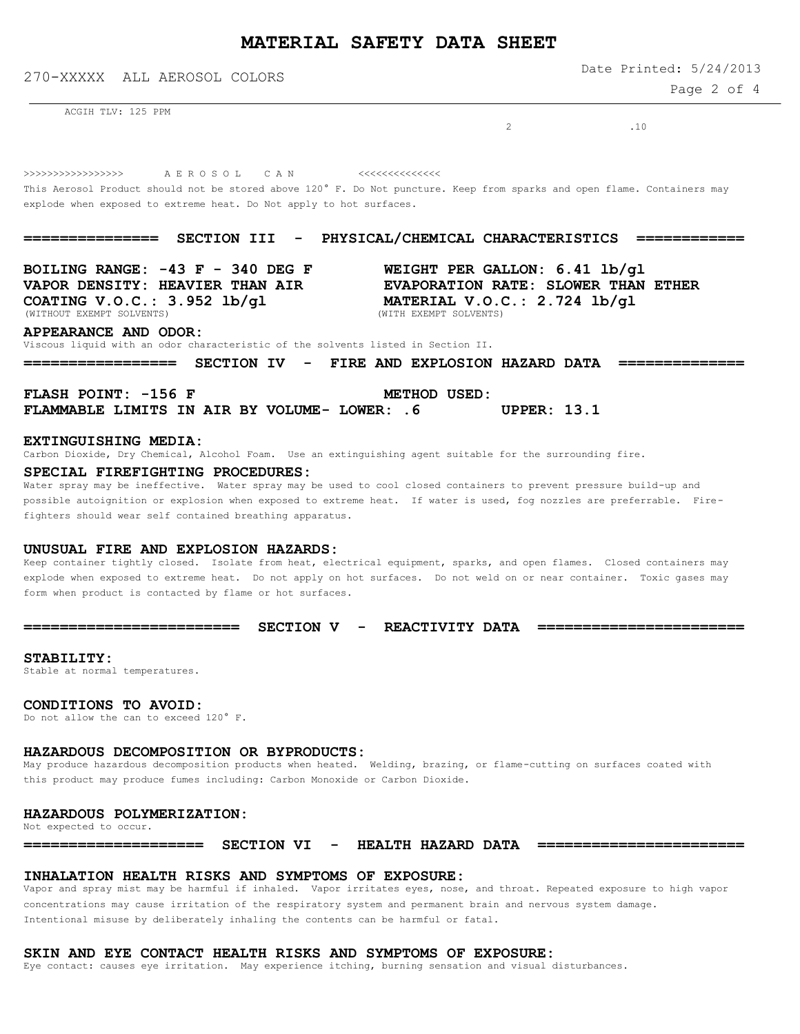ACGIH TLV: 125 PPM

2 .10

>>>>>>>>>>>>>>>>> A E R O S O L C A N <<<<<<<<<<<<<<

This Aerosol Product should not be stored above 120° F. Do Not puncture. Keep from sparks and open flame. Containers may explode when exposed to extreme heat. Do Not apply to hot surfaces.

## =============== SECTION III - PHYSICAL/CHEMICAL CHARACTERISTICS ============

**BOILING RANGE: -43 F - 340 DEG F**

**WEIGHT PER GALLON: 6.41 lb/gl**

**VAPOR DENSITY: HEAVIER THAN AIR**

**EVAPORATION RATE: SLOWER THAN ETHER**

**COATING V.O.C.: 3.952 lb/gl**
(WITHOUT EXEMPT SOLVENTS)

**MATERIAL V.O.C.: 2.724 lb/gl**
(WITH EXEMPT SOLVENTS)

### APPEARANCE AND ODOR:

Viscous liquid with an odor characteristic of the solvents listed in Section II.

## ================= SECTION IV - FIRE AND EXPLOSION HAZARD DATA ==============

**FLASH POINT: -156 F**

**METHOD USED:**

**FLAMMABLE LIMITS IN AIR BY VOLUME- LOWER: .6**

**UPPER: 13.1**

### EXTINGUISHING MEDIA:

Carbon Dioxide, Dry Chemical, Alcohol Foam. Use an extinguishing agent suitable for the surrounding fire.

### SPECIAL FIREFIGHTING PROCEDURES:

Water spray may be ineffective. Water spray may be used to cool closed containers to prevent pressure build-up and possible autoignition or explosion when exposed to extreme heat. If water is used, fog nozzles are preferrable. Fire-fighters should wear self contained breathing apparatus.

### UNUSUAL FIRE AND EXPLOSION HAZARDS:

Keep container tightly closed. Isolate from heat, electrical equipment, sparks, and open flames. Closed containers may explode when exposed to extreme heat. Do not apply on hot surfaces. Do not weld on or near container. Toxic gases may form when product is contacted by flame or hot surfaces.

## ======================== SECTION V - REACTIVITY DATA ======================

### STABILITY:

Stable at normal temperatures.

### CONDITIONS TO AVOID:

Do not allow the can to exceed 120° F.

### HAZARDOUS DECOMPOSITION OR BYPRODUCTS:

May produce hazardous decomposition products when heated. Welding, brazing, or flame-cutting on surfaces coated with this product may produce fumes including: Carbon Monoxide or Carbon Dioxide.

### HAZARDOUS POLYMERIZATION:

Not expected to occur.

## ==================== SECTION VI - HEALTH HAZARD DATA =======================

### INHALATION HEALTH RISKS AND SYMPTOMS OF EXPOSURE:

Vapor and spray mist may be harmful if inhaled. Vapor irritates eyes, nose, and throat. Repeated exposure to high vapor concentrations may cause irritation of the respiratory system and permanent brain and nervous system damage. Intentional misuse by deliberately inhaling the contents can be harmful or fatal.

### SKIN AND EYE CONTACT HEALTH RISKS AND SYMPTOMS OF EXPOSURE:

Eye contact: causes eye irritation. May experience itching, burning sensation and visual disturbances.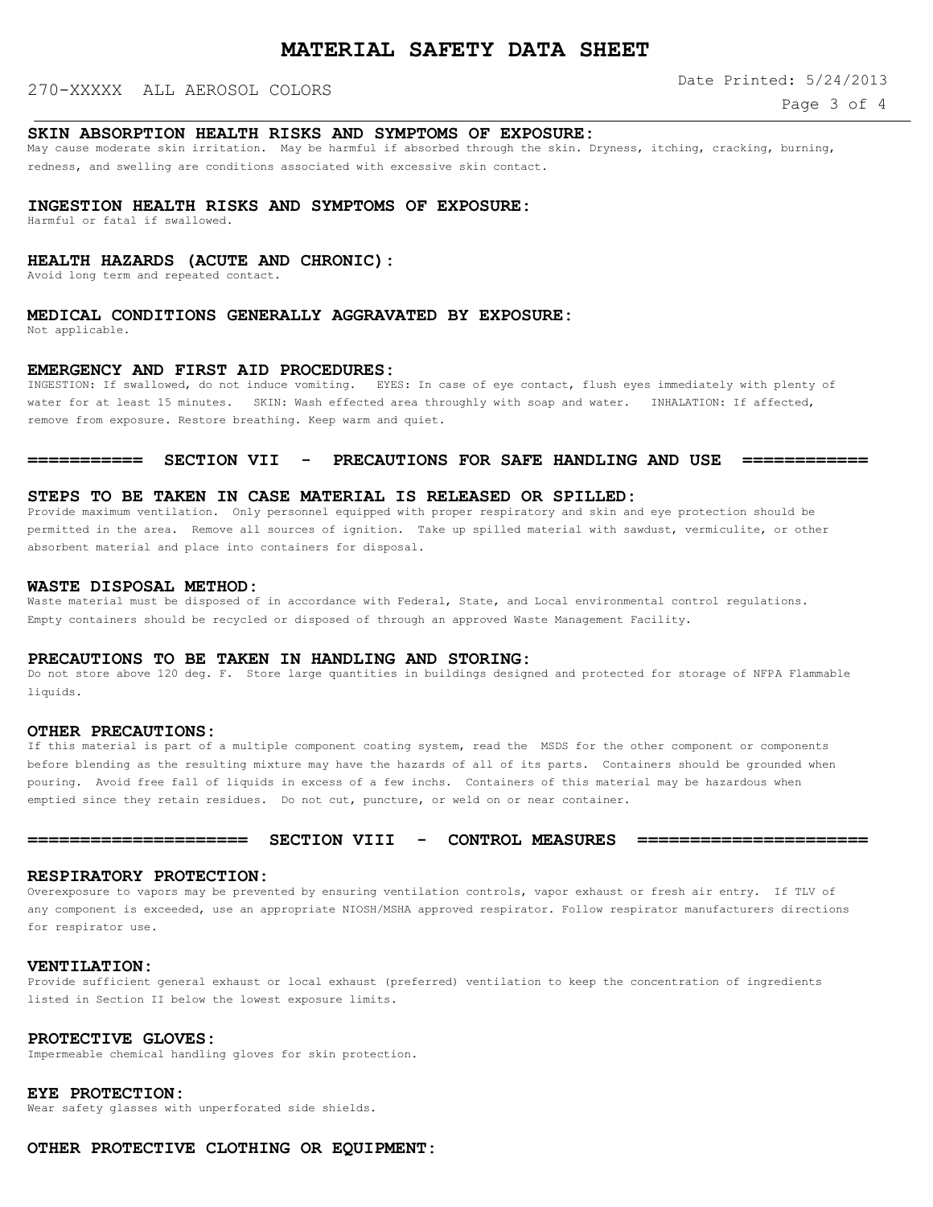### SKIN ABSORPTION HEALTH RISKS AND SYMPTOMS OF EXPOSURE:

May cause moderate skin irritation. May be harmful if absorbed through the skin. Dryness, itching, cracking, burning, redness, and swelling are conditions associated with excessive skin contact.

### INGESTION HEALTH RISKS AND SYMPTOMS OF EXPOSURE:

Harmful or fatal if swallowed.

### HEALTH HAZARDS (ACUTE AND CHRONIC):

Avoid long term and repeated contact.

### MEDICAL CONDITIONS GENERALLY AGGRAVATED BY EXPOSURE:

Not applicable.

### EMERGENCY AND FIRST AID PROCEDURES:

INGESTION: If swallowed, do not induce vomiting. EYES: In case of eye contact, flush eyes immediately with plenty of water for at least 15 minutes. SKIN: Wash effected area throughly with soap and water. INHALATION: If affected, remove from exposure. Restore breathing. Keep warm and quiet.

## =========== SECTION VII - PRECAUTIONS FOR SAFE HANDLING AND USE ============

### STEPS TO BE TAKEN IN CASE MATERIAL IS RELEASED OR SPILLED:

Provide maximum ventilation. Only personnel equipped with proper respiratory and skin and eye protection should be permitted in the area. Remove all sources of ignition. Take up spilled material with sawdust, vermiculite, or other absorbent material and place into containers for disposal.

### WASTE DISPOSAL METHOD:

Waste material must be disposed of in accordance with Federal, State, and Local environmental control regulations. Empty containers should be recycled or disposed of through an approved Waste Management Facility.

### PRECAUTIONS TO BE TAKEN IN HANDLING AND STORING:

Do not store above 120 deg. F. Store large quantities in buildings designed and protected for storage of NFPA Flammable liquids.

### OTHER PRECAUTIONS:

If this material is part of a multiple component coating system, read the MSDS for the other component or components before blending as the resulting mixture may have the hazards of all of its parts. Containers should be grounded when pouring. Avoid free fall of liquids in excess of a few inchs. Containers of this material may be hazardous when emptied since they retain residues. Do not cut, puncture, or weld on or near container.

## ==================== SECTION VIII - CONTROL MEASURES =====================

### RESPIRATORY PROTECTION:

Overexposure to vapors may be prevented by ensuring ventilation controls, vapor exhaust or fresh air entry. If TLV of any component is exceeded, use an appropriate NIOSH/MSHA approved respirator. Follow respirator manufacturers directions for respirator use.

### VENTILATION:

Provide sufficient general exhaust or local exhaust (preferred) ventilation to keep the concentration of ingredients listed in Section II below the lowest exposure limits.

### PROTECTIVE GLOVES:

Impermeable chemical handling gloves for skin protection.

### EYE PROTECTION:

Wear safety glasses with unperforated side shields.

### OTHER PROTECTIVE CLOTHING OR EQUIPMENT: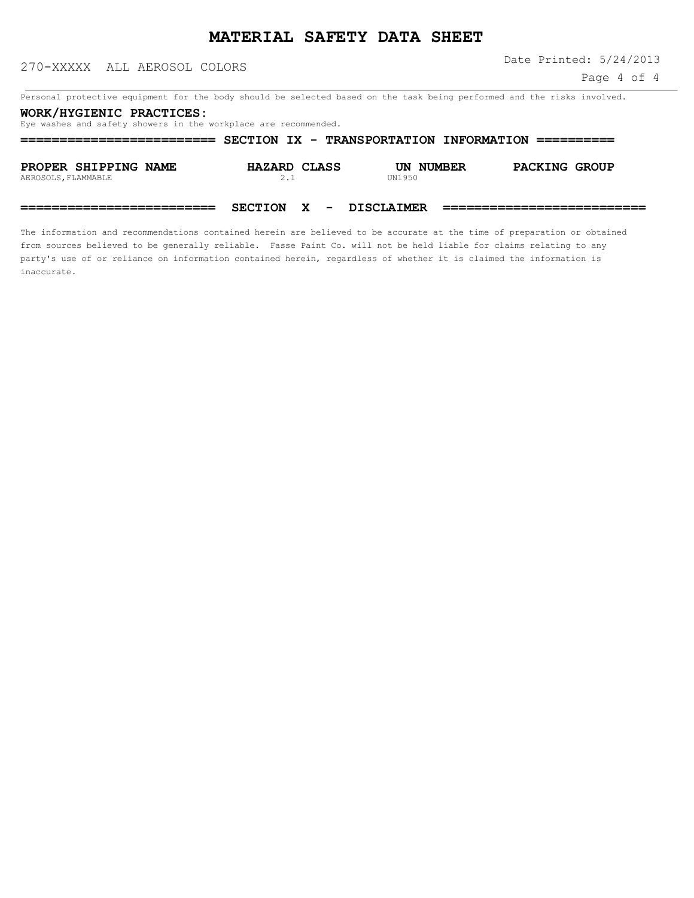Personal protective equipment for the body should be selected based on the task being performed and the risks involved.

**WORK/HYGIENIC PRACTICES:**

Eye washes and safety showers in the workplace are recommended.

## SECTION IX - TRANSPORTATION INFORMATION

| PROPER SHIPPING NAME | HAZARD CLASS | UN NUMBER | PACKING GROUP |
|---|---|---|---|
| AEROSOLS,FLAMMABLE | 2.1 | UN1950 | |

## SECTION X - DISCLAIMER

The information and recommendations contained herein are believed to be accurate at the time of preparation or obtained from sources believed to be generally reliable. Fasse Paint Co. will not be held liable for claims relating to any party's use of or reliance on information contained herein, regardless of whether it is claimed the information is inaccurate.